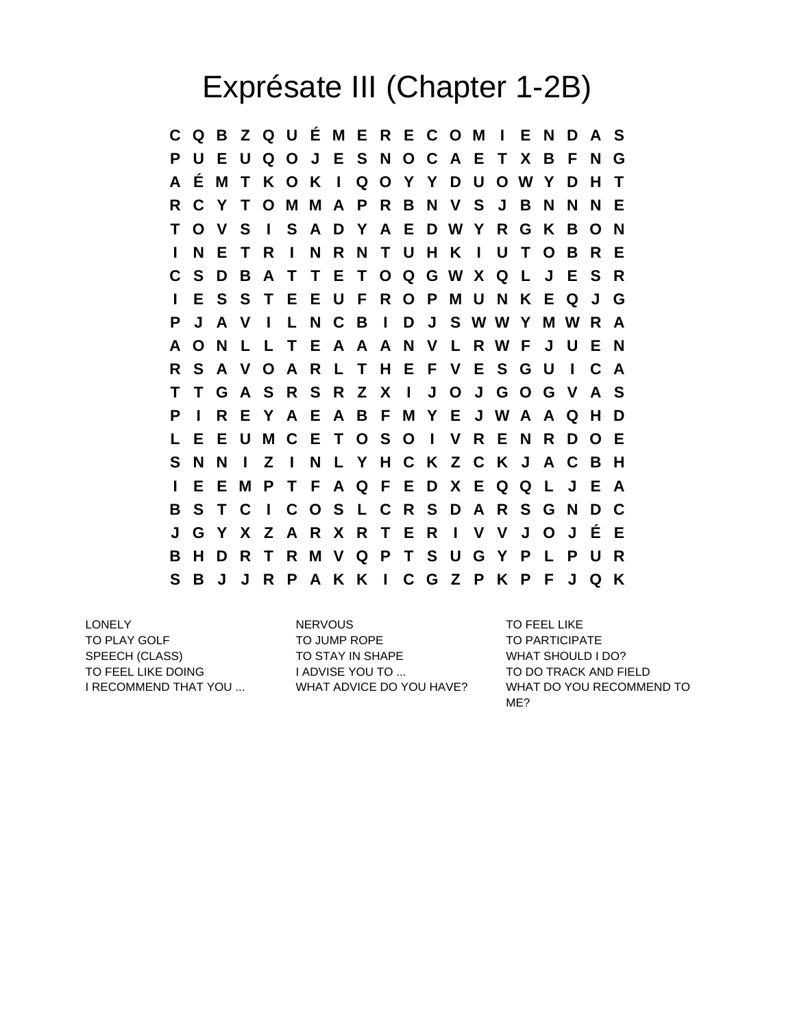# Exprésate III (Chapter 1-2B)

```
C Q B Z Q U É M E R E C O M I E N D A S
P U E U Q O J E S N O C A E T X B F N G
A É M T K O K I Q O Y Y D U O W Y D H T
R C Y T O M M A P R B N V S J B N N N E
T O V S I S A D Y A E D W Y R G K B O N
I N E T R I N R N T U H K I U T O B R E
C S D B A T T E T O Q G W X Q L J E S R
I E S S T E E U F R O P M U N K E Q J G
P J A V I L N C B I D J S W W Y M W R A
A O N L L T E A A A N V L R W F J U E N
R S A V O A R L T H E F V E S G U I C A
T T G A S R S R Z X I J O J G O G V A S
P I R E Y A E A B F M Y E J W A A Q H D
L E E U M C E T O S O I V R E N R D O E
S N N I Z I N L Y H C K Z C K J A C B H
I E E M P T F A Q F E D X E Q Q L J E A
B S T C I C O S L C R S D A R S G N D C
J G Y X Z A R X R T E R I V V J O J É E
B H D R T R M V Q P T S U G Y P L P U R
S B J J R P A K K I C G Z P K P F J Q K
```

LONELY
TO PLAY GOLF
SPEECH (CLASS)
TO FEEL LIKE DOING
I RECOMMEND THAT YOU ...
NERVOUS
TO JUMP ROPE
TO STAY IN SHAPE
I ADVISE YOU TO ...
WHAT ADVICE DO YOU HAVE?
TO FEEL LIKE
TO PARTICIPATE
WHAT SHOULD I DO?
TO DO TRACK AND FIELD
WHAT DO YOU RECOMMEND TO ME?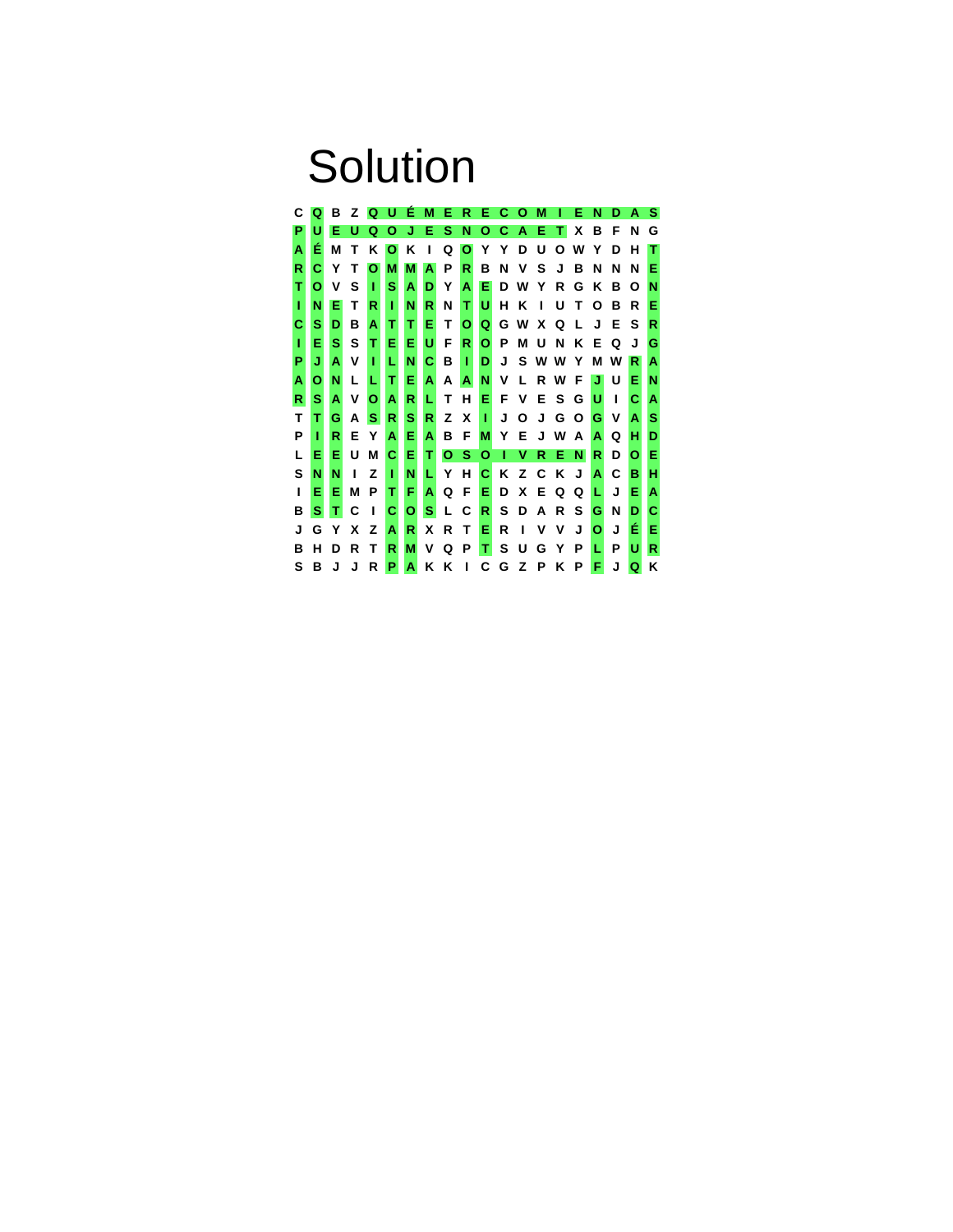# Solution

| | | | | | | | | | | | | | | | | | | | |
|---|---|---|---|---|---|---|---|---|---|---|---|---|---|---|---|---|---|---|---|
| C | Q | B | Z | Q | U | É | M | E | R | E | C | O | M | I | E | N | D | A | S |
| P | U | E | U | Q | O | J | E | S | N | O | C | A | E | T | X | B | F | N | G |
| A | É | M | T | K | O | K | I | Q | O | Y | Y | D | U | O | W | Y | D | H | T |
| R | C | Y | T | O | M | M | A | P | R | B | N | V | S | J | B | N | N | N | E |
| T | O | V | S | I | S | A | D | Y | A | E | D | W | Y | R | G | K | B | O | N |
| I | N | E | T | R | I | N | R | N | T | U | H | K | I | U | T | O | B | R | E |
| C | S | D | B | A | T | T | E | T | O | Q | G | W | X | Q | L | J | E | S | R |
| I | E | S | S | T | E | E | U | F | R | O | P | M | U | N | K | E | Q | J | G |
| P | J | A | V | I | L | N | C | B | I | D | J | S | W | W | Y | M | W | R | A |
| A | O | N | L | L | T | E | A | A | A | N | V | L | R | W | F | J | U | E | N |
| R | S | A | V | O | A | R | L | T | H | E | F | V | E | S | G | U | I | C | A |
| T | T | G | A | S | R | S | R | Z | X | I | J | O | J | G | O | G | V | A | S |
| P | I | R | E | Y | A | E | A | B | F | M | Y | E | J | W | A | A | Q | H | D |
| L | E | E | U | M | C | E | T | O | S | O | I | V | R | E | N | R | D | O | E |
| S | N | N | I | Z | I | N | L | Y | H | C | K | Z | C | K | J | A | C | B | H |
| I | E | E | M | P | T | F | A | Q | F | E | D | X | E | Q | Q | L | J | E | A |
| B | S | T | C | I | C | O | S | L | C | R | S | D | A | R | S | G | N | D | C |
| J | G | Y | X | Z | A | R | X | R | T | E | R | I | V | V | J | O | J | É | E |
| B | H | D | R | T | R | M | V | Q | P | T | S | U | G | Y | P | L | P | U | R |
| S | B | J | J | R | P | A | K | K | I | C | G | Z | P | K | P | F | J | Q | K |